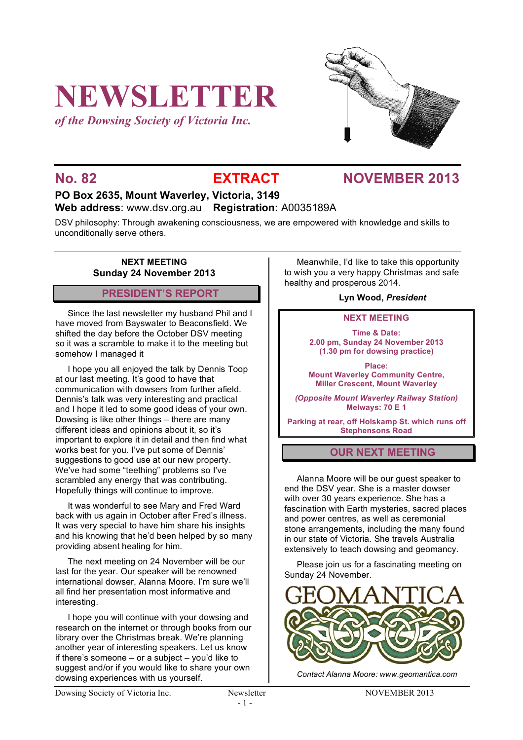# NEWSLETTER

*of the Dowsing Society of Victoria Inc.*

## No. 82 EXTRACT NOVEMBER 2013

**PO Box 2635, Mount Waverley, Victoria, 3149**
**Web address**: www.dsv.org.au **Registration:** A0035189A

DSV philosophy: Through awakening consciousness, we are empowered with knowledge and skills to unconditionally serve others.

**NEXT MEETING**
**Sunday 24 November 2013**

## PRESIDENT'S REPORT

Since the last newsletter my husband Phil and I have moved from Bayswater to Beaconsfield. We shifted the day before the October DSV meeting so it was a scramble to make it to the meeting but somehow I managed it

I hope you all enjoyed the talk by Dennis Toop at our last meeting. It's good to have that communication with dowsers from further afield. Dennis's talk was very interesting and practical and I hope it led to some good ideas of your own. Dowsing is like other things – there are many different ideas and opinions about it, so it's important to explore it in detail and then find what works best for you. I've put some of Dennis' suggestions to good use at our new property. We've had some "teething" problems so I've scrambled any energy that was contributing. Hopefully things will continue to improve.

It was wonderful to see Mary and Fred Ward back with us again in October after Fred's illness. It was very special to have him share his insights and his knowing that he'd been helped by so many providing absent healing for him.

The next meeting on 24 November will be our last for the year. Our speaker will be renowned international dowser, Alanna Moore. I'm sure we'll all find her presentation most informative and interesting.

I hope you will continue with your dowsing and research on the internet or through books from our library over the Christmas break. We're planning another year of interesting speakers. Let us know if there's someone – or a subject – you'd like to suggest and/or if you would like to share your own dowsing experiences with us yourself.

Meanwhile, I'd like to take this opportunity to wish you a very happy Christmas and safe healthy and prosperous 2014.

**Lyn Wood, *President***

**NEXT MEETING**

**Time & Date:**
**2.00 pm, Sunday 24 November 2013**
**(1.30 pm for dowsing practice)**

**Place:**
**Mount Waverley Community Centre,**
**Miller Crescent, Mount Waverley**

***(Opposite Mount Waverley Railway Station)***
**Melways: 70 E 1**

**Parking at rear, off Holskamp St. which runs off Stephensons Road**

## OUR NEXT MEETING

Alanna Moore will be our guest speaker to end the DSV year. She is a master dowser with over 30 years experience. She has a fascination with Earth mysteries, sacred places and power centres, as well as ceremonial stone arrangements, including the many found in our state of Victoria. She travels Australia extensively to teach dowsing and geomancy.

Please join us for a fascinating meeting on Sunday 24 November.

GEOMANTICA

*Contact Alanna Moore: www.geomantica.com*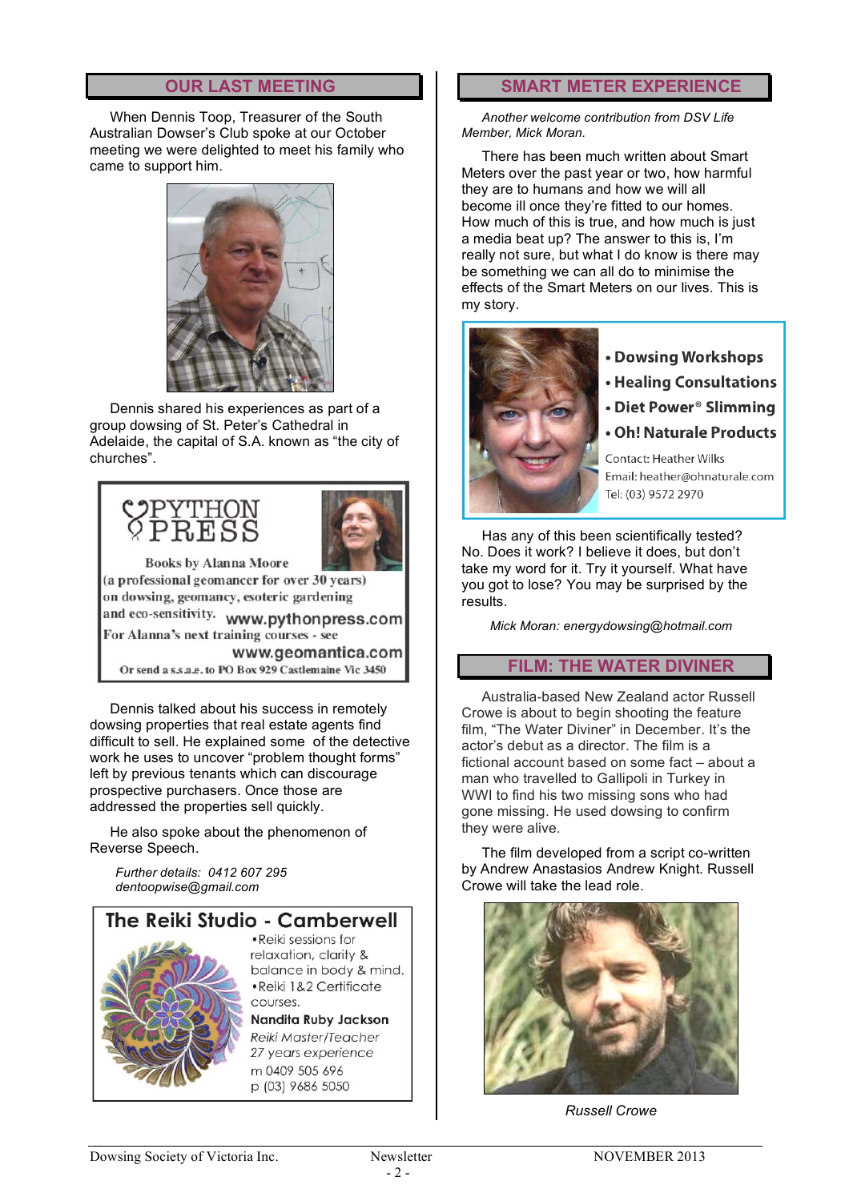## OUR LAST MEETING

When Dennis Toop, Treasurer of the South Australian Dowser's Club spoke at our October meeting we were delighted to meet his family who came to support him.

Dennis shared his experiences as part of a group dowsing of St. Peter's Cathedral in Adelaide, the capital of S.A. known as "the city of churches".

**PYTHON PRESS**

Books by Alanna Moore (a professional geomancer for over 30 years) on dowsing, geomancy, esoteric gardening and eco-sensitivity. **www.pythonpress.com**

For Alanna's next training courses - see **www.geomantica.com**

Or send a s.s.a.e. to PO Box 929 Castlemaine Vic 3450

Dennis talked about his success in remotely dowsing properties that real estate agents find difficult to sell. He explained some of the detective work he uses to uncover "problem thought forms" left by previous tenants which can discourage prospective purchasers. Once those are addressed the properties sell quickly.

He also spoke about the phenomenon of Reverse Speech.

*Further details: 0412 607 295*
*dentoopwise@gmail.com*

**The Reiki Studio - Camberwell**

- Reiki sessions for relaxation, clarity & balance in body & mind.
- Reiki 1&2 Certificate courses.

**Nandita Ruby Jackson**
*Reiki Master/Teacher*
*27 years experience*
m 0409 505 696
p (03) 9686 5050

## SMART METER EXPERIENCE

*Another welcome contribution from DSV Life Member, Mick Moran.*

There has been much written about Smart Meters over the past year or two, how harmful they are to humans and how we will all become ill once they're fitted to our homes. How much of this is true, and how much is just a media beat up? The answer to this is, I'm really not sure, but what I do know is there may be something we can all do to minimise the effects of the Smart Meters on our lives. This is my story.

- **Dowsing Workshops**
- **Healing Consultations**
- **Diet Power® Slimming**
- **Oh! Naturale Products**

Contact: Heather Wilks
Email: heather@ohnaturale.com
Tel: (03) 9572 2970

Has any of this been scientifically tested? No. Does it work? I believe it does, but don't take my word for it. Try it yourself. What have you got to lose? You may be surprised by the results.

*Mick Moran: energydowsing@hotmail.com*

## FILM: THE WATER DIVINER

Australia-based New Zealand actor Russell Crowe is about to begin shooting the feature film, "The Water Diviner" in December. It's the actor's debut as a director. The film is a fictional account based on some fact – about a man who travelled to Gallipoli in Turkey in WWI to find his two missing sons who had gone missing. He used dowsing to confirm they were alive.

The film developed from a script co-written by Andrew Anastasios Andrew Knight. Russell Crowe will take the lead role.

*Russell Crowe*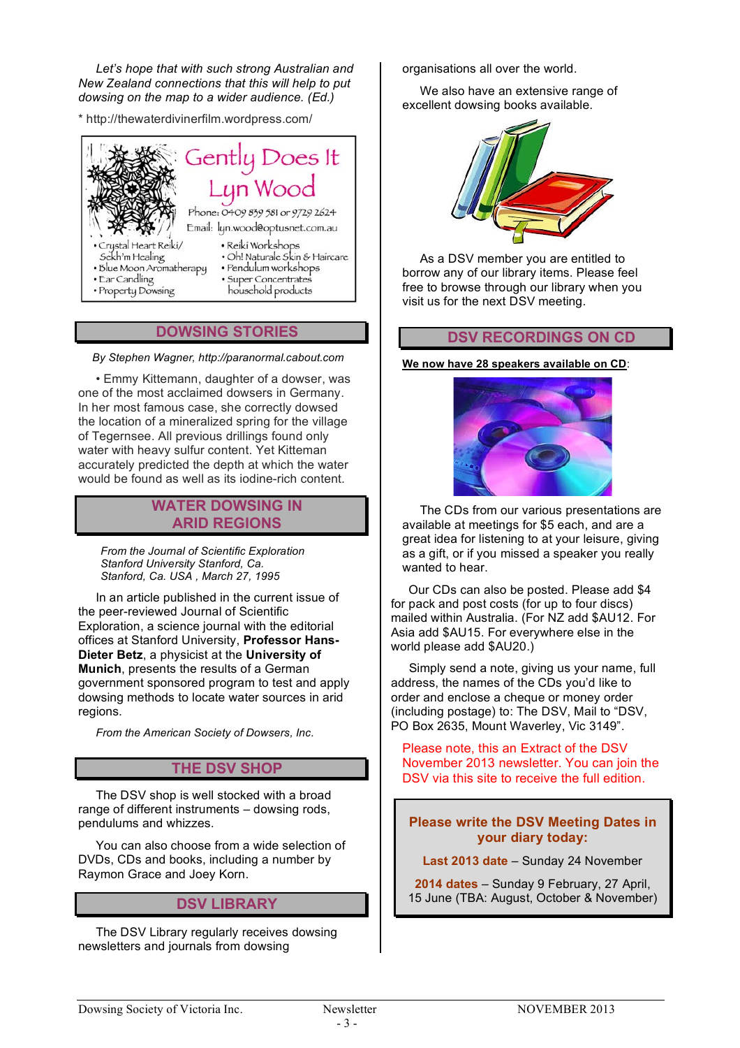*Let's hope that with such strong Australian and New Zealand connections that this will help to put dowsing on the map to a wider audience. (Ed.)*

* http://thewaterdivinerfilm.wordpress.com/

Gently Does It
Lyn Wood
Phone: 0409 859 581 or 9729 2624
Email: lyn.wood@optusnet.com.au

- Crystal Heart Reiki/ Sekh'm Healing
- Blue Moon Aromatherapy
- Ear Candling
- Property Dowsing
- Reiki Workshops
- Oh! Naturale Skin & Haircare
- Pendulum workshops
- Super Concentrates household products

## DOWSING STORIES

*By Stephen Wagner, http://paranormal.cabout.com*

• Emmy Kittemann, daughter of a dowser, was one of the most acclaimed dowsers in Germany. In her most famous case, she correctly dowsed the location of a mineralized spring for the village of Tegernsee. All previous drillings found only water with heavy sulfur content. Yet Kitteman accurately predicted the depth at which the water would be found as well as its iodine-rich content.

## WATER DOWSING IN ARID REGIONS

*From the Journal of Scientific Exploration*
*Stanford University Stanford, Ca.*
*Stanford, Ca. USA , March 27, 1995*

In an article published in the current issue of the peer-reviewed Journal of Scientific Exploration, a science journal with the editorial offices at Stanford University, **Professor Hans-Dieter Betz**, a physicist at the **University of Munich**, presents the results of a German government sponsored program to test and apply dowsing methods to locate water sources in arid regions.

*From the American Society of Dowsers, Inc.*

## THE DSV SHOP

The DSV shop is well stocked with a broad range of different instruments – dowsing rods, pendulums and whizzes.

You can also choose from a wide selection of DVDs, CDs and books, including a number by Raymon Grace and Joey Korn.

## DSV LIBRARY

The DSV Library regularly receives dowsing newsletters and journals from dowsing organisations all over the world.

We also have an extensive range of excellent dowsing books available.

As a DSV member you are entitled to borrow any of our library items. Please feel free to browse through our library when you visit us for the next DSV meeting.

## DSV RECORDINGS ON CD

**We now have 28 speakers available on CD**:

The CDs from our various presentations are available at meetings for $5 each, and are a great idea for listening to at your leisure, giving as a gift, or if you missed a speaker you really wanted to hear.

Our CDs can also be posted. Please add $4 for pack and post costs (for up to four discs) mailed within Australia. (For NZ add $AU12. For Asia add $AU15. For everywhere else in the world please add $AU20.)

Simply send a note, giving us your name, full address, the names of the CDs you'd like to order and enclose a cheque or money order (including postage) to: The DSV, Mail to "DSV, PO Box 2635, Mount Waverley, Vic 3149".

Please note, this an Extract of the DSV November 2013 newsletter. You can join the DSV via this site to receive the full edition.

**Please write the DSV Meeting Dates in your diary today:**

**Last 2013 date** – Sunday 24 November

**2014 dates** – Sunday 9 February, 27 April, 15 June (TBA: August, October & November)